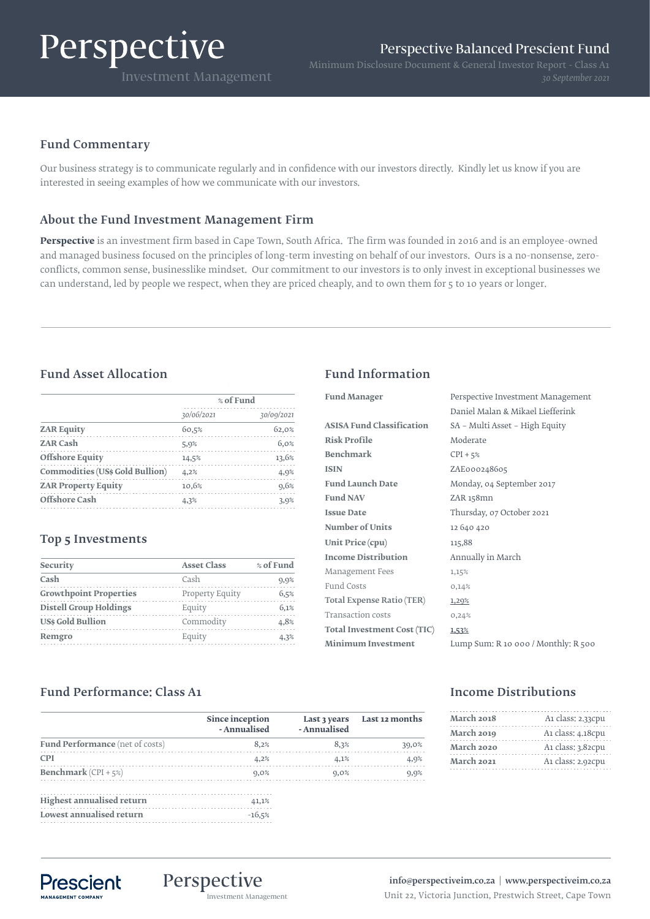# Perspective Balanced Prescient Fund

Minimum Disclosure Document & General Investor Report - Class A1

*30 September 2021*

## Fund Commentary

Our business strategy is to communicate regularly and in confidence with our investors directly. Kindly let us know if you are interested in seeing examples of how we communicate with our investors.

## About the Fund Investment Management Firm

**Perspective** is an investment firm based in Cape Town, South Africa. The firm was founded in 2016 and is an employee-owned and managed business focused on the principles of long-term investing on behalf of our investors. Ours is a no-nonsense, zero-conflicts, common sense, businesslike mindset. Our commitment to our investors is to only invest in exceptional businesses we can understand, led by people we respect, when they are priced cheaply, and to own them for 5 to 10 years or longer.

## Fund Asset Allocation

| | % of Fund | |
|---|---|---|
| | *30/06/2021* | *30/09/2021* |
| **ZAR Equity** | 60,5% | 62,0% |
| **ZAR Cash** | 5,9% | 6,0% |
| **Offshore Equity** | 14,5% | 13,6% |
| **Commodities (US$ Gold Bullion)** | 4,2% | 4,9% |
| **ZAR Property Equity** | 10,6% | 9,6% |
| **Offshore Cash** | 4,3% | 3,9% |

## Top 5 Investments

| Security | Asset Class | % of Fund |
|---|---|---|
| **Cash** | Cash | 9,9% |
| **Growthpoint Properties** | Property Equity | 6,5% |
| **Distell Group Holdings** | Equity | 6,1% |
| **US$ Gold Bullion** | Commodity | 4,8% |
| **Remgro** | Equity | 4,3% |

## Fund Information

| | |
|---|---|
| **Fund Manager** | Perspective Investment Management<br>Daniel Malan & Mikael Liefferink |
| **ASISA Fund Classification** | SA – Multi Asset – High Equity |
| **Risk Profile** | Moderate |
| **Benchmark** | CPI + 5% |
| **ISIN** | ZAE000248605 |
| **Fund Launch Date** | Monday, 04 September 2017 |
| **Fund NAV** | ZAR 158mn |
| **Issue Date** | Thursday, 07 October 2021 |
| **Number of Units** | 12 640 420 |
| **Unit Price (cpu)** | 115,88 |
| **Income Distribution** | Annually in March |
| Management Fees | 1,15% |
| Fund Costs | 0,14% |
| **Total Expense Ratio (TER)** | 1,29% |
| Transaction costs | 0,24% |
| **Total Investment Cost (TIC)** | 1,53% |
| **Minimum Investment** | Lump Sum: R 10 000 / Monthly: R 500 |

## Fund Performance: Class A1

| | Since inception - Annualised | Last 3 years - Annualised | Last 12 months |
|---|---|---|---|
| **Fund Performance** (net of costs) | 8,2% | 8,3% | 39,0% |
| **CPI** | 4,2% | 4,1% | 4,9% |
| **Benchmark** (CPI + 5%) | 9,0% | 9,0% | 9,9% |

| | |
|---|---|
| **Highest annualised return** | 41,1% |
| **Lowest annualised return** | -16,5% |

## Income Distributions

| | |
|---|---|
| **March 2018** | A1 class: 2,33cpu |
| **March 2019** | A1 class: 4,18cpu |
| **March 2020** | A1 class: 3,82cpu |
| **March 2021** | A1 class: 2,92cpu |

**info@perspectiveim.co.za** | **www.perspectiveim.co.za**

Unit 22, Victoria Junction, Prestwich Street, Cape Town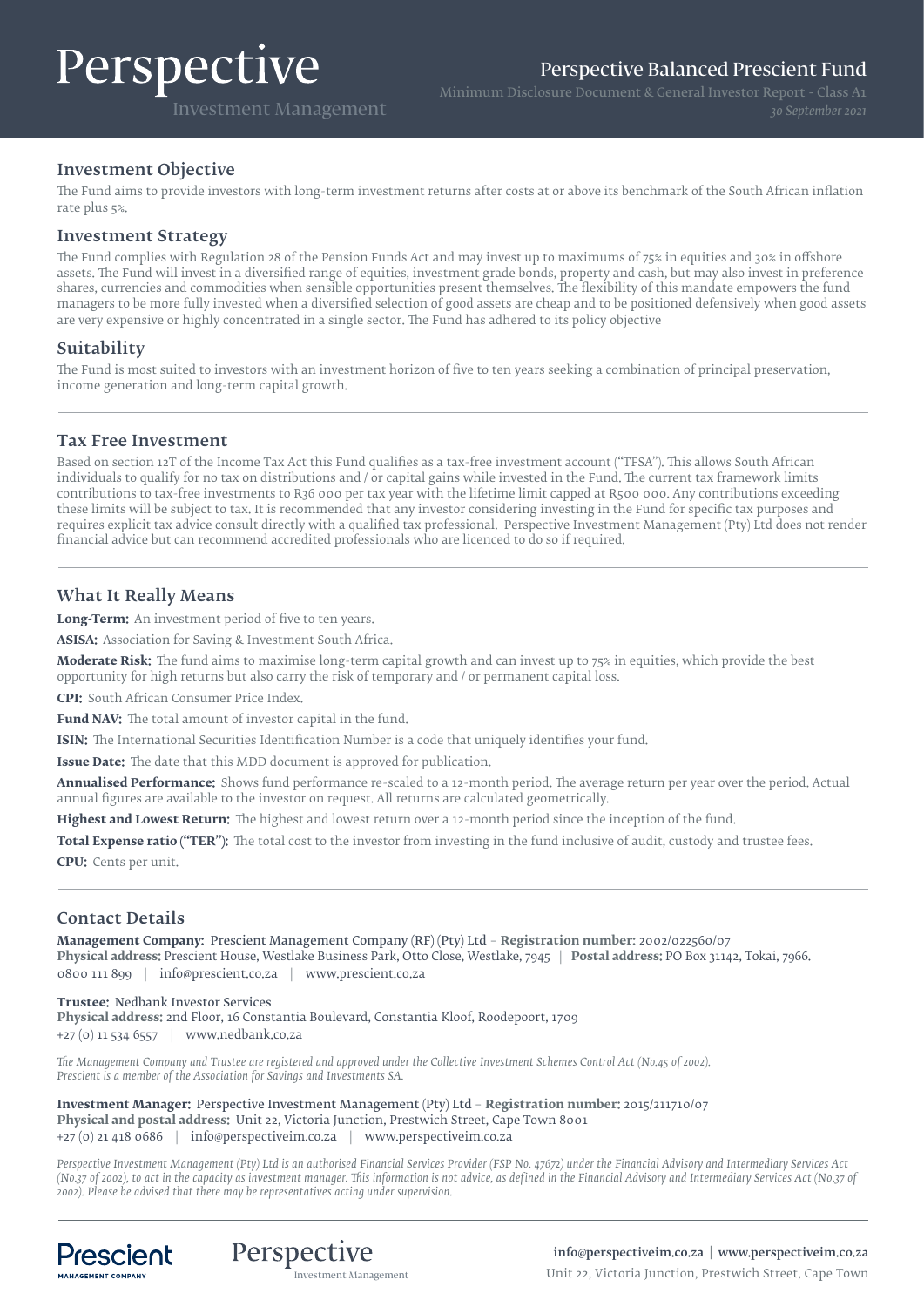## Investment Objective

The Fund aims to provide investors with long-term investment returns after costs at or above its benchmark of the South African inflation rate plus 5%.

## Investment Strategy

The Fund complies with Regulation 28 of the Pension Funds Act and may invest up to maximums of 75% in equities and 30% in offshore assets. The Fund will invest in a diversified range of equities, investment grade bonds, property and cash, but may also invest in preference shares, currencies and commodities when sensible opportunities present themselves. The flexibility of this mandate empowers the fund managers to be more fully invested when a diversified selection of good assets are cheap and to be positioned defensively when good assets are very expensive or highly concentrated in a single sector. The Fund has adhered to its policy objective

## Suitability

The Fund is most suited to investors with an investment horizon of five to ten years seeking a combination of principal preservation, income generation and long-term capital growth.

## Tax Free Investment

Based on section 12T of the Income Tax Act this Fund qualifies as a tax-free investment account ("TFSA"). This allows South African individuals to qualify for no tax on distributions and / or capital gains while invested in the Fund. The current tax framework limits contributions to tax-free investments to R36 000 per tax year with the lifetime limit capped at R500 000. Any contributions exceeding these limits will be subject to tax. It is recommended that any investor considering investing in the Fund for specific tax purposes and requires explicit tax advice consult directly with a qualified tax professional. Perspective Investment Management (Pty) Ltd does not render financial advice but can recommend accredited professionals who are licenced to do so if required.

## What It Really Means

**Long-Term:** An investment period of five to ten years.

**ASISA:** Association for Saving & Investment South Africa.

**Moderate Risk:** The fund aims to maximise long-term capital growth and can invest up to 75% in equities, which provide the best opportunity for high returns but also carry the risk of temporary and / or permanent capital loss.

**CPI:** South African Consumer Price Index.

**Fund NAV:** The total amount of investor capital in the fund.

**ISIN:** The International Securities Identification Number is a code that uniquely identifies your fund.

**Issue Date:** The date that this MDD document is approved for publication.

**Annualised Performance:** Shows fund performance re-scaled to a 12-month period. The average return per year over the period. Actual annual figures are available to the investor on request. All returns are calculated geometrically.

**Highest and Lowest Return:** The highest and lowest return over a 12-month period since the inception of the fund.

**Total Expense ratio ("TER"):** The total cost to the investor from investing in the fund inclusive of audit, custody and trustee fees.

**CPU:** Cents per unit.

## Contact Details

**Management Company:** Prescient Management Company (RF) (Pty) Ltd - **Registration number:** 2002/022560/07
**Physical address:** Prescient House, Westlake Business Park, Otto Close, Westlake, 7945 | **Postal address:** PO Box 31142, Tokai, 7966.
0800 111 899 | info@prescient.co.za | www.prescient.co.za

**Trustee:** Nedbank Investor Services
**Physical address:** 2nd Floor, 16 Constantia Boulevard, Constantia Kloof, Roodepoort, 1709
+27 (0) 11 534 6557 | www.nedbank.co.za

*The Management Company and Trustee are registered and approved under the Collective Investment Schemes Control Act (No.45 of 2002). Prescient is a member of the Association for Savings and Investments SA.*

**Investment Manager:** Perspective Investment Management (Pty) Ltd - **Registration number:** 2015/211710/07
**Physical and postal address:** Unit 22, Victoria Junction, Prestwich Street, Cape Town 8001
+27 (0) 21 418 0686 | info@perspectiveim.co.za | www.perspectiveim.co.za

*Perspective Investment Management (Pty) Ltd is an authorised Financial Services Provider (FSP No. 47672) under the Financial Advisory and Intermediary Services Act (No.37 of 2002), to act in the capacity as investment manager. This information is not advice, as defined in the Financial Advisory and Intermediary Services Act (No.37 of 2002). Please be advised that there may be representatives acting under supervision.*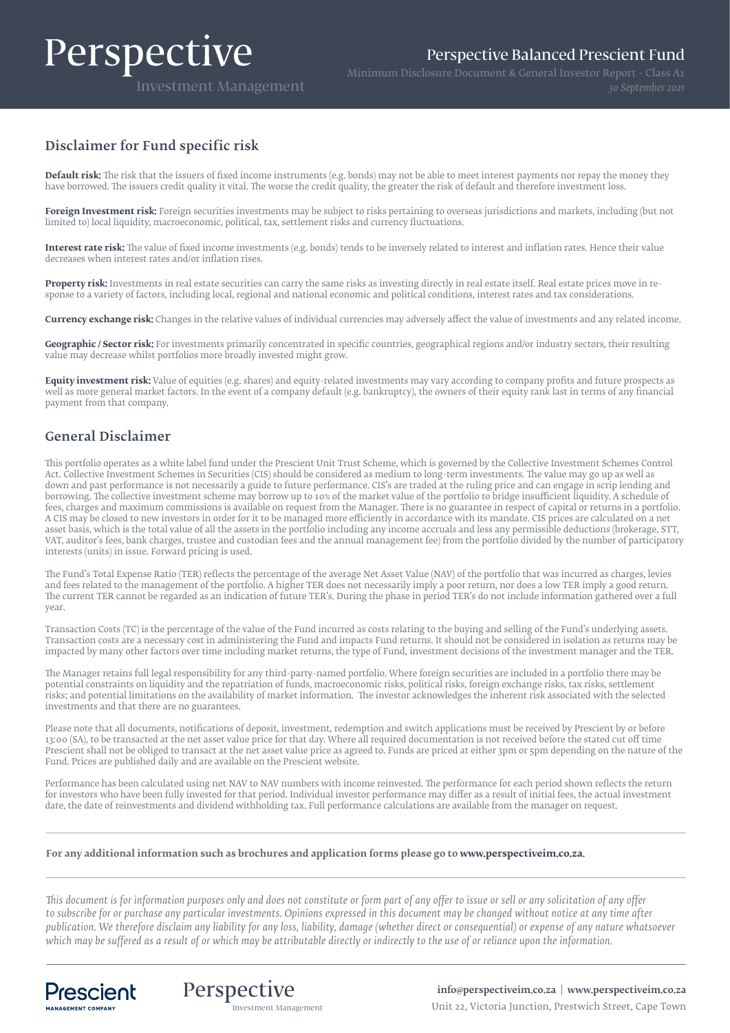## Disclaimer for Fund specific risk

**Default risk:** The risk that the issuers of fixed income instruments (e.g. bonds) may not be able to meet interest payments nor repay the money they have borrowed. The issuers credit quality it vital. The worse the credit quality, the greater the risk of default and therefore investment loss.

**Foreign Investment risk:** Foreign securities investments may be subject to risks pertaining to overseas jurisdictions and markets, including (but not limited to) local liquidity, macroeconomic, political, tax, settlement risks and currency fluctuations.

**Interest rate risk:** The value of fixed income investments (e.g. bonds) tends to be inversely related to interest and inflation rates. Hence their value decreases when interest rates and/or inflation rises.

**Property risk:** Investments in real estate securities can carry the same risks as investing directly in real estate itself. Real estate prices move in response to a variety of factors, including local, regional and national economic and political conditions, interest rates and tax considerations.

**Currency exchange risk:** Changes in the relative values of individual currencies may adversely affect the value of investments and any related income.

**Geographic / Sector risk:** For investments primarily concentrated in specific countries, geographical regions and/or industry sectors, their resulting value may decrease whilst portfolios more broadly invested might grow.

**Equity investment risk:** Value of equities (e.g. shares) and equity-related investments may vary according to company profits and future prospects as well as more general market factors. In the event of a company default (e.g. bankruptcy), the owners of their equity rank last in terms of any financial payment from that company.

## General Disclaimer

This portfolio operates as a white label fund under the Prescient Unit Trust Scheme, which is governed by the Collective Investment Schemes Control Act. Collective Investment Schemes in Securities (CIS) should be considered as medium to long-term investments. The value may go up as well as down and past performance is not necessarily a guide to future performance. CIS's are traded at the ruling price and can engage in scrip lending and borrowing. The collective investment scheme may borrow up to 10% of the market value of the portfolio to bridge insufficient liquidity. A schedule of fees, charges and maximum commissions is available on request from the Manager. There is no guarantee in respect of capital or returns in a portfolio. A CIS may be closed to new investors in order for it to be managed more efficiently in accordance with its mandate. CIS prices are calculated on a net asset basis, which is the total value of all the assets in the portfolio including any income accruals and less any permissible deductions (brokerage, STT, VAT, auditor's fees, bank charges, trustee and custodian fees and the annual management fee) from the portfolio divided by the number of participatory interests (units) in issue. Forward pricing is used.

The Fund's Total Expense Ratio (TER) reflects the percentage of the average Net Asset Value (NAV) of the portfolio that was incurred as charges, levies and fees related to the management of the portfolio. A higher TER does not necessarily imply a poor return, nor does a low TER imply a good return. The current TER cannot be regarded as an indication of future TER's. During the phase in period TER's do not include information gathered over a full year.

Transaction Costs (TC) is the percentage of the value of the Fund incurred as costs relating to the buying and selling of the Fund's underlying assets. Transaction costs are a necessary cost in administering the Fund and impacts Fund returns. It should not be considered in isolation as returns may be impacted by many other factors over time including market returns, the type of Fund, investment decisions of the investment manager and the TER.

The Manager retains full legal responsibility for any third-party-named portfolio. Where foreign securities are included in a portfolio there may be potential constraints on liquidity and the repatriation of funds, macroeconomic risks, political risks, foreign exchange risks, tax risks, settlement risks; and potential limitations on the availability of market information. The investor acknowledges the inherent risk associated with the selected investments and that there are no guarantees.

Please note that all documents, notifications of deposit, investment, redemption and switch applications must be received by Prescient by or before 13:00 (SA), to be transacted at the net asset value price for that day. Where all required documentation is not received before the stated cut off time Prescient shall not be obliged to transact at the net asset value price as agreed to. Funds are priced at either 3pm or 5pm depending on the nature of the Fund. Prices are published daily and are available on the Prescient website.

Performance has been calculated using net NAV to NAV numbers with income reinvested. The performance for each period shown reflects the return for investors who have been fully invested for that period. Individual investor performance may differ as a result of initial fees, the actual investment date, the date of reinvestments and dividend withholding tax. Full performance calculations are available from the manager on request.

**For any additional information such as brochures and application forms please go to www.perspectiveim.co.za.**

*This document is for information purposes only and does not constitute or form part of any offer to issue or sell or any solicitation of any offer to subscribe for or purchase any particular investments. Opinions expressed in this document may be changed without notice at any time after publication. We therefore disclaim any liability for any loss, liability, damage (whether direct or consequential) or expense of any nature whatsoever which may be suffered as a result of or which may be attributable directly or indirectly to the use of or reliance upon the information.*

Prescient Management Company | Perspective Investment Management

**info@perspectiveim.co.za | www.perspectiveim.co.za**
Unit 22, Victoria Junction, Prestwich Street, Cape Town